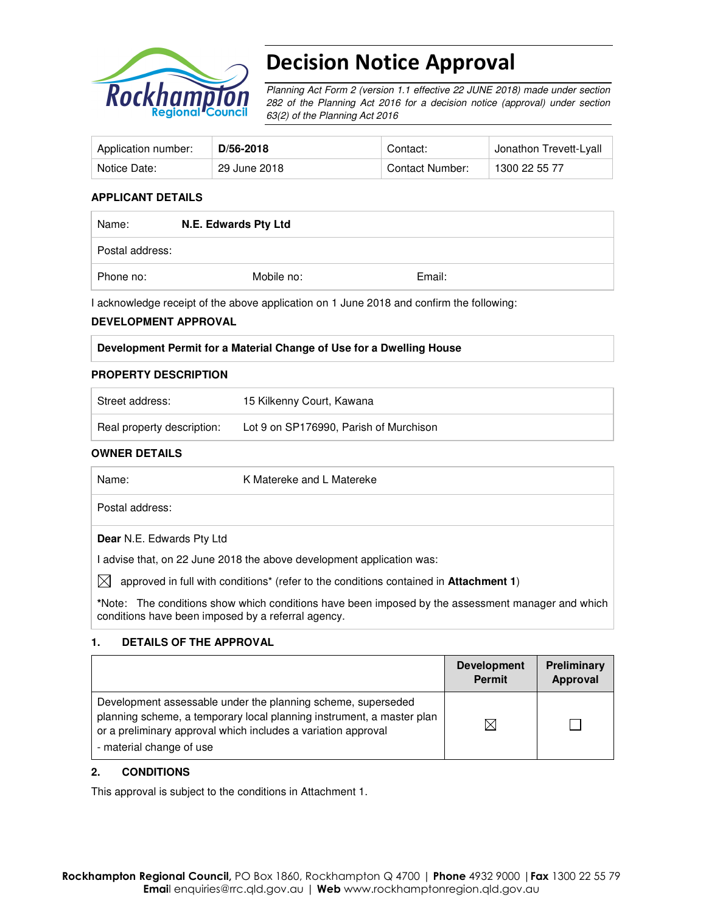# Decision Notice Approval

*Planning Act Form 2 (version 1.1 effective 22 JUNE 2018) made under section 282 of the Planning Act 2016 for a decision notice (approval) under section 63(2) of the Planning Act 2016*

| Application number: | **D/56-2018** | Contact: | Jonathon Trevett-Lyall |
|---|---|---|---|
| Notice Date: | 29 June 2018 | Contact Number: | 1300 22 55 77 |

**APPLICANT DETAILS**

| Name: | **N.E. Edwards Pty Ltd** | |
|---|---|---|
| Postal address: | | |
| Phone no: | Mobile no: | Email: |

I acknowledge receipt of the above application on 1 June 2018 and confirm the following:

**DEVELOPMENT APPROVAL**

| **Development Permit for a Material Change of Use for a Dwelling House** |
|---|

**PROPERTY DESCRIPTION**

| Street address: | 15 Kilkenny Court, Kawana |
|---|---|
| Real property description: | Lot 9 on SP176990, Parish of Murchison |

**OWNER DETAILS**

| Name: | K Matereke and L Matereke |
|---|---|
| Postal address: | |

**Dear** N.E. Edwards Pty Ltd

I advise that, on 22 June 2018 the above development application was:

☒ approved in full with conditions* (refer to the conditions contained in **Attachment 1**)

***Note:** The conditions show which conditions have been imposed by the assessment manager and which conditions have been imposed by a referral agency.

**1. DETAILS OF THE APPROVAL**

| | **Development Permit** | **Preliminary Approval** |
|---|---|---|
| Development assessable under the planning scheme, superseded planning scheme, a temporary local planning instrument, a master plan or a preliminary approval which includes a variation approval<br>- material change of use | ☒ | ☐ |

**2. CONDITIONS**

This approval is subject to the conditions in Attachment 1.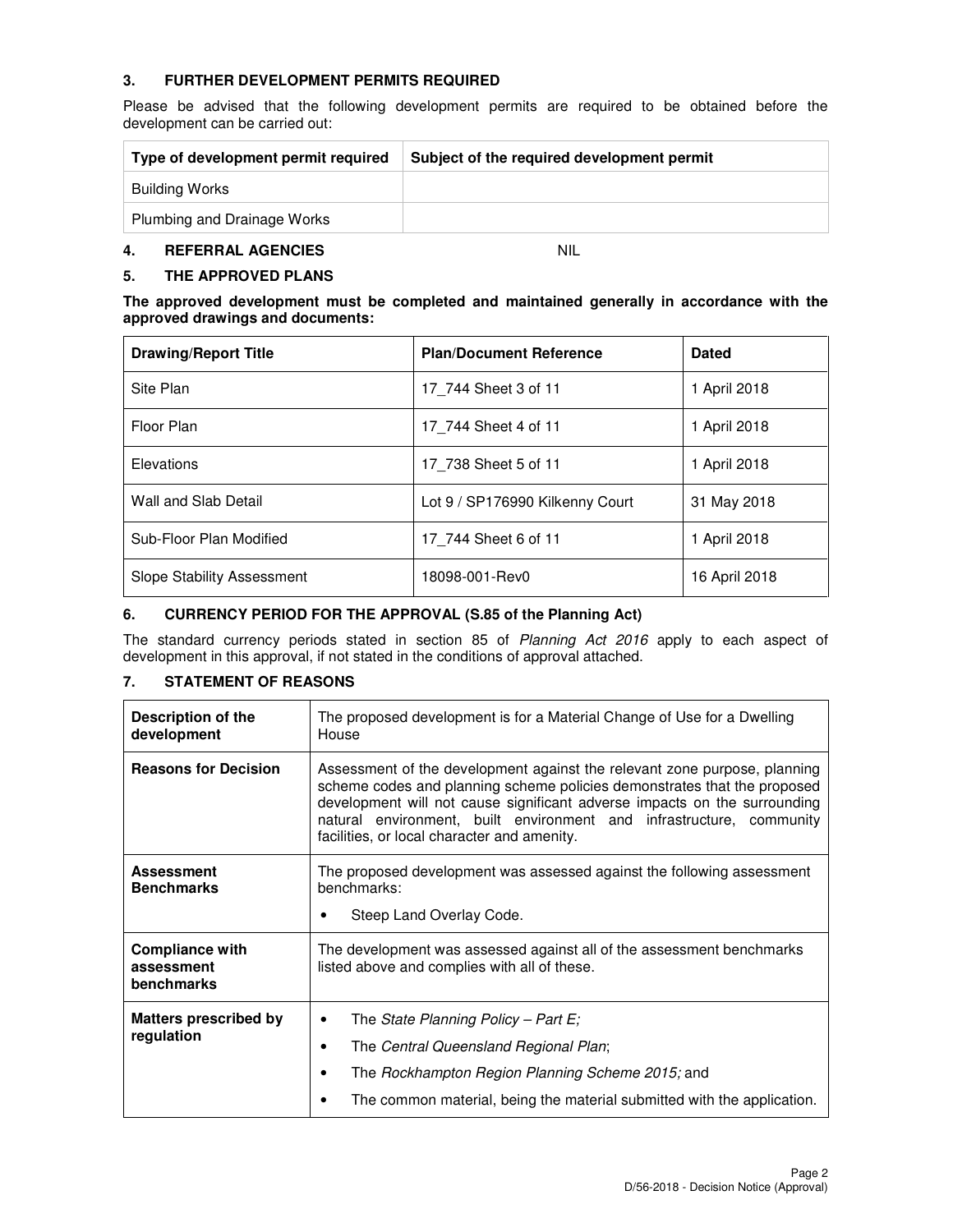## 3. FURTHER DEVELOPMENT PERMITS REQUIRED

Please be advised that the following development permits are required to be obtained before the development can be carried out:

| Type of development permit required | Subject of the required development permit |
|---|---|
| Building Works | |
| Plumbing and Drainage Works | |

## 4. REFERRAL AGENCIES NIL

## 5. THE APPROVED PLANS

**The approved development must be completed and maintained generally in accordance with the approved drawings and documents:**

| Drawing/Report Title | Plan/Document Reference | Dated |
|---|---|---|
| Site Plan | 17_744 Sheet 3 of 11 | 1 April 2018 |
| Floor Plan | 17_744 Sheet 4 of 11 | 1 April 2018 |
| Elevations | 17_738 Sheet 5 of 11 | 1 April 2018 |
| Wall and Slab Detail | Lot 9 / SP176990 Kilkenny Court | 31 May 2018 |
| Sub-Floor Plan Modified | 17_744 Sheet 6 of 11 | 1 April 2018 |
| Slope Stability Assessment | 18098-001-Rev0 | 16 April 2018 |

## 6. CURRENCY PERIOD FOR THE APPROVAL (S.85 of the Planning Act)

The standard currency periods stated in section 85 of *Planning Act 2016* apply to each aspect of development in this approval, if not stated in the conditions of approval attached.

## 7. STATEMENT OF REASONS

| | |
|---|---|
| **Description of the development** | The proposed development is for a Material Change of Use for a Dwelling House |
| **Reasons for Decision** | Assessment of the development against the relevant zone purpose, planning scheme codes and planning scheme policies demonstrates that the proposed development will not cause significant adverse impacts on the surrounding natural environment, built environment and infrastructure, community facilities, or local character and amenity. |
| **Assessment Benchmarks** | The proposed development was assessed against the following assessment benchmarks: <br>• Steep Land Overlay Code. |
| **Compliance with assessment benchmarks** | The development was assessed against all of the assessment benchmarks listed above and complies with all of these. |
| **Matters prescribed by regulation** | • The *State Planning Policy – Part E;* <br>• The *Central Queensland Regional Plan*; <br>• The *Rockhampton Region Planning Scheme 2015;* and <br>• The common material, being the material submitted with the application. |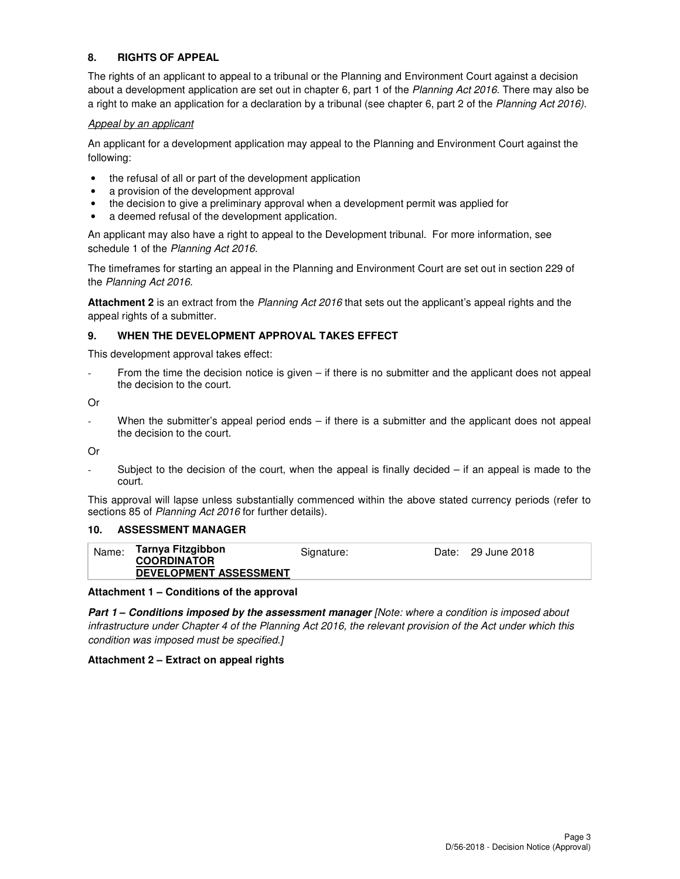## 8. RIGHTS OF APPEAL

The rights of an applicant to appeal to a tribunal or the Planning and Environment Court against a decision about a development application are set out in chapter 6, part 1 of the *Planning Act 2016*. There may also be a right to make an application for a declaration by a tribunal (see chapter 6, part 2 of the *Planning Act 2016).*

*Appeal by an applicant*

An applicant for a development application may appeal to the Planning and Environment Court against the following:

- the refusal of all or part of the development application
- a provision of the development approval
- the decision to give a preliminary approval when a development permit was applied for
- a deemed refusal of the development application.

An applicant may also have a right to appeal to the Development tribunal. For more information, see schedule 1 of the *Planning Act 2016*.

The timeframes for starting an appeal in the Planning and Environment Court are set out in section 229 of the *Planning Act 2016*.

**Attachment 2** is an extract from the *Planning Act 2016* that sets out the applicant's appeal rights and the appeal rights of a submitter.

## 9. WHEN THE DEVELOPMENT APPROVAL TAKES EFFECT

This development approval takes effect:

- From the time the decision notice is given – if there is no submitter and the applicant does not appeal the decision to the court.

Or

- When the submitter's appeal period ends – if there is a submitter and the applicant does not appeal the decision to the court.

Or

- Subject to the decision of the court, when the appeal is finally decided – if an appeal is made to the court.

This approval will lapse unless substantially commenced within the above stated currency periods (refer to sections 85 of *Planning Act 2016* for further details).

## 10. ASSESSMENT MANAGER

| Name: | **Tarnya Fitzgibbon** **COORDINATOR DEVELOPMENT ASSESSMENT** | Signature: | Date: | 29 June 2018 |
|---|---|---|---|---|

**Attachment 1 – Conditions of the approval**

***Part 1 – Conditions imposed by the assessment manager*** *[Note: where a condition is imposed about infrastructure under Chapter 4 of the Planning Act 2016, the relevant provision of the Act under which this condition was imposed must be specified.]*

**Attachment 2 – Extract on appeal rights**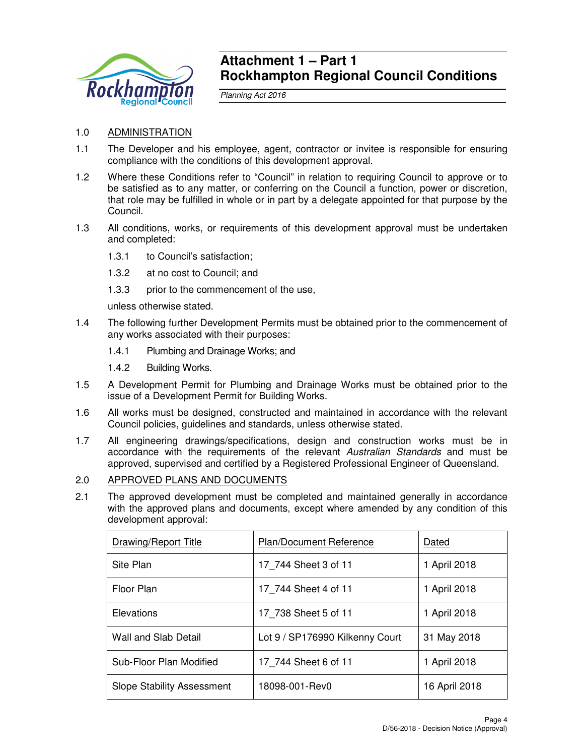# Attachment 1 – Part 1
# Rockhampton Regional Council Conditions

*Planning Act 2016*

1.0 ADMINISTRATION

1.1 The Developer and his employee, agent, contractor or invitee is responsible for ensuring compliance with the conditions of this development approval.

1.2 Where these Conditions refer to "Council" in relation to requiring Council to approve or to be satisfied as to any matter, or conferring on the Council a function, power or discretion, that role may be fulfilled in whole or in part by a delegate appointed for that purpose by the Council.

1.3 All conditions, works, or requirements of this development approval must be undertaken and completed:

- 1.3.1 to Council's satisfaction;
- 1.3.2 at no cost to Council; and
- 1.3.3 prior to the commencement of the use,

unless otherwise stated.

1.4 The following further Development Permits must be obtained prior to the commencement of any works associated with their purposes:

- 1.4.1 Plumbing and Drainage Works; and
- 1.4.2 Building Works.

1.5 A Development Permit for Plumbing and Drainage Works must be obtained prior to the issue of a Development Permit for Building Works.

1.6 All works must be designed, constructed and maintained in accordance with the relevant Council policies, guidelines and standards, unless otherwise stated.

1.7 All engineering drawings/specifications, design and construction works must be in accordance with the requirements of the relevant *Australian Standards* and must be approved, supervised and certified by a Registered Professional Engineer of Queensland.

2.0 APPROVED PLANS AND DOCUMENTS

2.1 The approved development must be completed and maintained generally in accordance with the approved plans and documents, except where amended by any condition of this development approval:

| Drawing/Report Title | Plan/Document Reference | Dated |
|---|---|---|
| Site Plan | 17_744 Sheet 3 of 11 | 1 April 2018 |
| Floor Plan | 17_744 Sheet 4 of 11 | 1 April 2018 |
| Elevations | 17_738 Sheet 5 of 11 | 1 April 2018 |
| Wall and Slab Detail | Lot 9 / SP176990 Kilkenny Court | 31 May 2018 |
| Sub-Floor Plan Modified | 17_744 Sheet 6 of 11 | 1 April 2018 |
| Slope Stability Assessment | 18098-001-Rev0 | 16 April 2018 |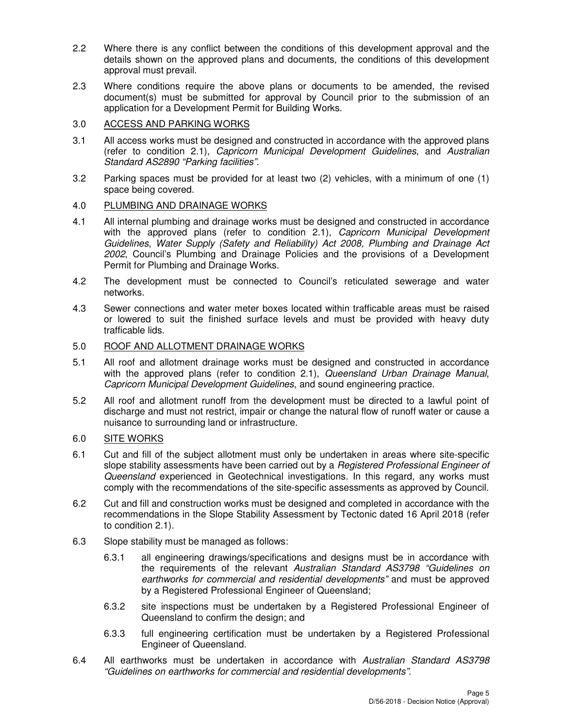2.2 Where there is any conflict between the conditions of this development approval and the details shown on the approved plans and documents, the conditions of this development approval must prevail.

2.3 Where conditions require the above plans or documents to be amended, the revised document(s) must be submitted for approval by Council prior to the submission of an application for a Development Permit for Building Works.

## 3.0 ACCESS AND PARKING WORKS

3.1 All access works must be designed and constructed in accordance with the approved plans (refer to condition 2.1), *Capricorn Municipal Development Guidelines*, and *Australian Standard AS2890 "Parking facilities"*.

3.2 Parking spaces must be provided for at least two (2) vehicles, with a minimum of one (1) space being covered.

## 4.0 PLUMBING AND DRAINAGE WORKS

4.1 All internal plumbing and drainage works must be designed and constructed in accordance with the approved plans (refer to condition 2.1), *Capricorn Municipal Development Guidelines*, *Water Supply (Safety and Reliability) Act 2008, Plumbing and Drainage Act 2002*, Council's Plumbing and Drainage Policies and the provisions of a Development Permit for Plumbing and Drainage Works.

4.2 The development must be connected to Council's reticulated sewerage and water networks.

4.3 Sewer connections and water meter boxes located within trafficable areas must be raised or lowered to suit the finished surface levels and must be provided with heavy duty trafficable lids.

## 5.0 ROOF AND ALLOTMENT DRAINAGE WORKS

5.1 All roof and allotment drainage works must be designed and constructed in accordance with the approved plans (refer to condition 2.1), *Queensland Urban Drainage Manual*, *Capricorn Municipal Development Guidelines*, and sound engineering practice.

5.2 All roof and allotment runoff from the development must be directed to a lawful point of discharge and must not restrict, impair or change the natural flow of runoff water or cause a nuisance to surrounding land or infrastructure.

## 6.0 SITE WORKS

6.1 Cut and fill of the subject allotment must only be undertaken in areas where site-specific slope stability assessments have been carried out by a *Registered Professional Engineer of Queensland* experienced in Geotechnical investigations. In this regard, any works must comply with the recommendations of the site-specific assessments as approved by Council.

6.2 Cut and fill and construction works must be designed and completed in accordance with the recommendations in the Slope Stability Assessment by Tectonic dated 16 April 2018 (refer to condition 2.1).

6.3 Slope stability must be managed as follows:

6.3.1 all engineering drawings/specifications and designs must be in accordance with the requirements of the relevant *Australian Standard AS3798 "Guidelines on earthworks for commercial and residential developments"* and must be approved by a Registered Professional Engineer of Queensland;

6.3.2 site inspections must be undertaken by a Registered Professional Engineer of Queensland to confirm the design; and

6.3.3 full engineering certification must be undertaken by a Registered Professional Engineer of Queensland.

6.4 All earthworks must be undertaken in accordance with *Australian Standard AS3798 "Guidelines on earthworks for commercial and residential developments"*.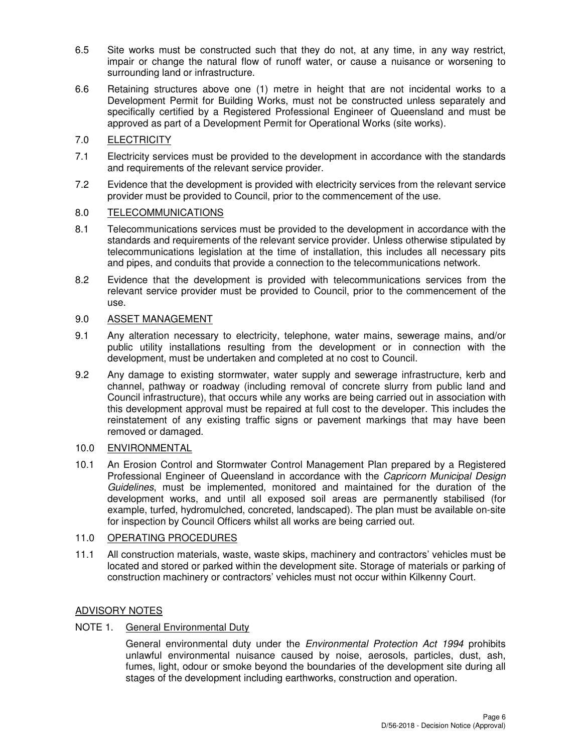6.5 Site works must be constructed such that they do not, at any time, in any way restrict, impair or change the natural flow of runoff water, or cause a nuisance or worsening to surrounding land or infrastructure.

6.6 Retaining structures above one (1) metre in height that are not incidental works to a Development Permit for Building Works, must not be constructed unless separately and specifically certified by a Registered Professional Engineer of Queensland and must be approved as part of a Development Permit for Operational Works (site works).

## 7.0 ELECTRICITY

7.1 Electricity services must be provided to the development in accordance with the standards and requirements of the relevant service provider.

7.2 Evidence that the development is provided with electricity services from the relevant service provider must be provided to Council, prior to the commencement of the use.

## 8.0 TELECOMMUNICATIONS

8.1 Telecommunications services must be provided to the development in accordance with the standards and requirements of the relevant service provider. Unless otherwise stipulated by telecommunications legislation at the time of installation, this includes all necessary pits and pipes, and conduits that provide a connection to the telecommunications network.

8.2 Evidence that the development is provided with telecommunications services from the relevant service provider must be provided to Council, prior to the commencement of the use.

## 9.0 ASSET MANAGEMENT

9.1 Any alteration necessary to electricity, telephone, water mains, sewerage mains, and/or public utility installations resulting from the development or in connection with the development, must be undertaken and completed at no cost to Council.

9.2 Any damage to existing stormwater, water supply and sewerage infrastructure, kerb and channel, pathway or roadway (including removal of concrete slurry from public land and Council infrastructure), that occurs while any works are being carried out in association with this development approval must be repaired at full cost to the developer. This includes the reinstatement of any existing traffic signs or pavement markings that may have been removed or damaged.

## 10.0 ENVIRONMENTAL

10.1 An Erosion Control and Stormwater Control Management Plan prepared by a Registered Professional Engineer of Queensland in accordance with the *Capricorn Municipal Design Guidelines*, must be implemented, monitored and maintained for the duration of the development works, and until all exposed soil areas are permanently stabilised (for example, turfed, hydromulched, concreted, landscaped). The plan must be available on-site for inspection by Council Officers whilst all works are being carried out.

## 11.0 OPERATING PROCEDURES

11.1 All construction materials, waste, waste skips, machinery and contractors' vehicles must be located and stored or parked within the development site. Storage of materials or parking of construction machinery or contractors' vehicles must not occur within Kilkenny Court.

## ADVISORY NOTES

### NOTE 1. General Environmental Duty

General environmental duty under the *Environmental Protection Act 1994* prohibits unlawful environmental nuisance caused by noise, aerosols, particles, dust, ash, fumes, light, odour or smoke beyond the boundaries of the development site during all stages of the development including earthworks, construction and operation.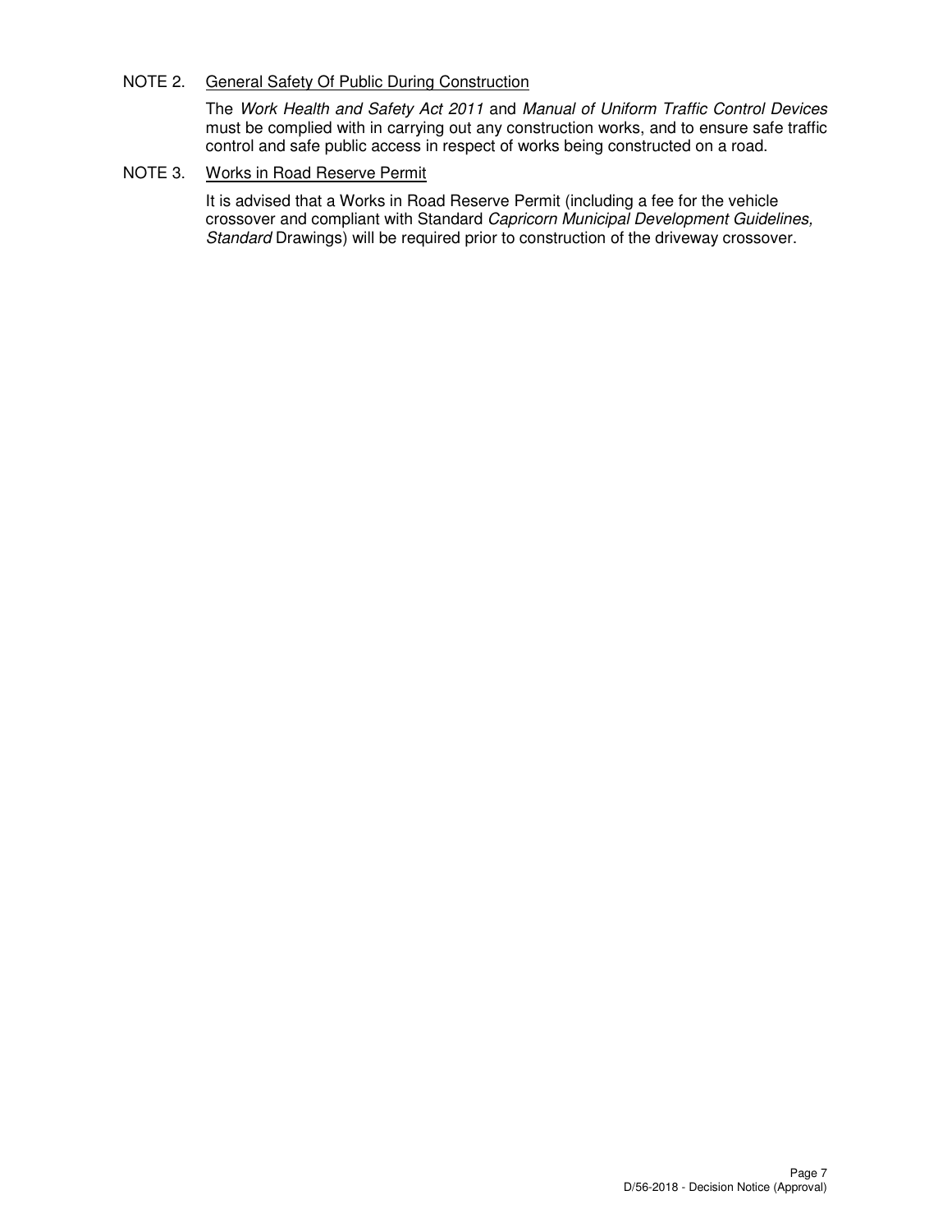NOTE 2. General Safety Of Public During Construction

The *Work Health and Safety Act 2011* and *Manual of Uniform Traffic Control Devices* must be complied with in carrying out any construction works, and to ensure safe traffic control and safe public access in respect of works being constructed on a road.

NOTE 3. Works in Road Reserve Permit

It is advised that a Works in Road Reserve Permit (including a fee for the vehicle crossover and compliant with Standard *Capricorn Municipal Development Guidelines, Standard* Drawings) will be required prior to construction of the driveway crossover.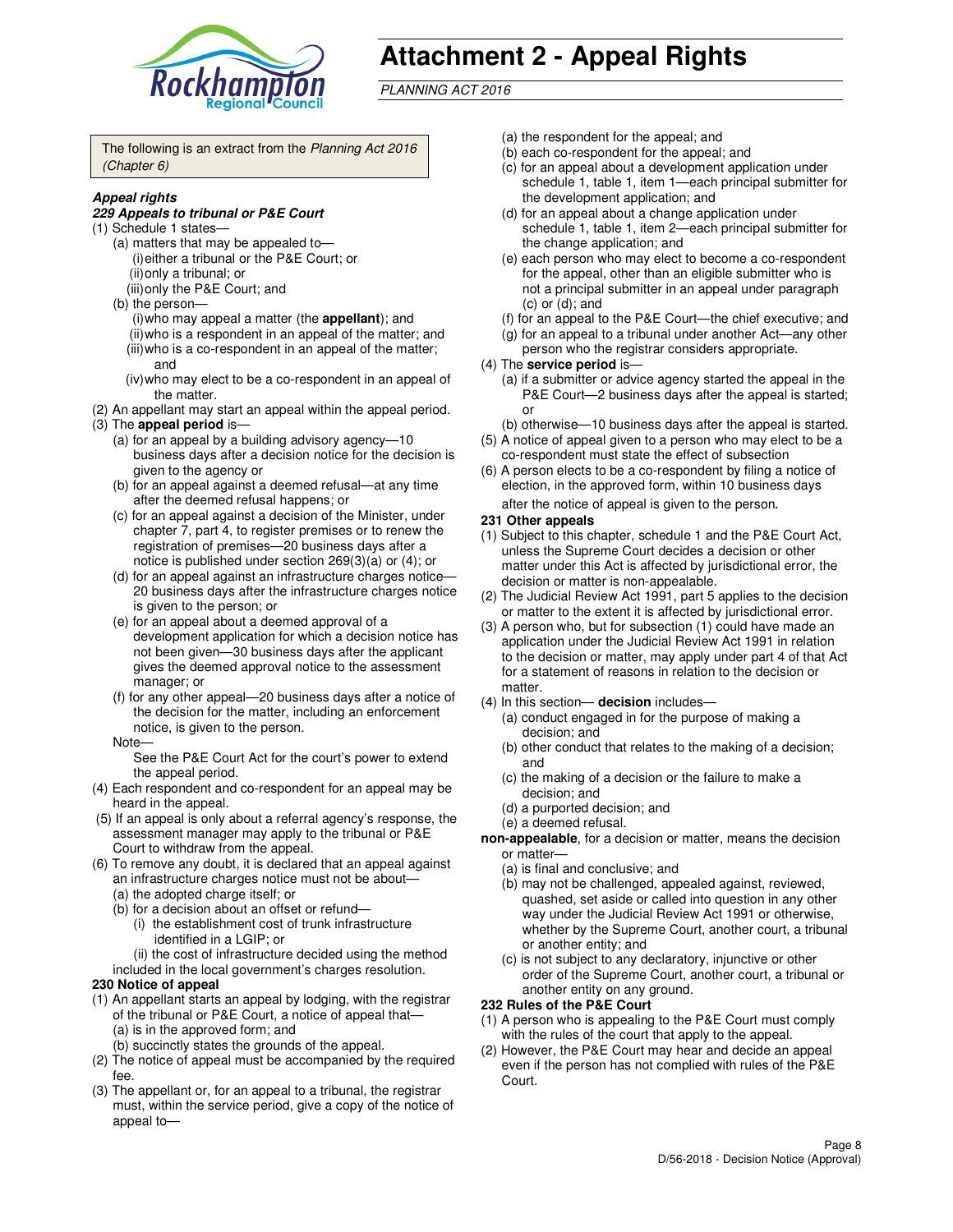# Attachment 2 - Appeal Rights

*PLANNING ACT 2016*

The following is an extract from the *Planning Act 2016 (Chapter 6)*

***Appeal rights***

***229 Appeals to tribunal or P&E Court***

(1) Schedule 1 states—
  (a) matters that may be appealed to—
    (i) either a tribunal or the P&E Court; or
    (ii) only a tribunal; or
    (iii) only the P&E Court; and
  (b) the person—
    (i) who may appeal a matter (the **appellant**); and
    (ii) who is a respondent in an appeal of the matter; and
    (iii) who is a co-respondent in an appeal of the matter; and
    (iv) who may elect to be a co-respondent in an appeal of the matter.

(2) An appellant may start an appeal within the appeal period.

(3) The **appeal period** is—
  (a) for an appeal by a building advisory agency—10 business days after a decision notice for the decision is given to the agency or
  (b) for an appeal against a deemed refusal—at any time after the deemed refusal happens; or
  (c) for an appeal against a decision of the Minister, under chapter 7, part 4, to register premises or to renew the registration of premises—20 business days after a notice is published under section 269(3)(a) or (4); or
  (d) for an appeal against an infrastructure charges notice—20 business days after the infrastructure charges notice is given to the person; or
  (e) for an appeal about a deemed approval of a development application for which a decision notice has not been given—30 business days after the applicant gives the deemed approval notice to the assessment manager; or
  (f) for any other appeal—20 business days after a notice of the decision for the matter, including an enforcement notice, is given to the person.

  Note—
  See the P&E Court Act for the court's power to extend the appeal period.

(4) Each respondent and co-respondent for an appeal may be heard in the appeal.

(5) If an appeal is only about a referral agency's response, the assessment manager may apply to the tribunal or P&E Court to withdraw from the appeal.

(6) To remove any doubt, it is declared that an appeal against an infrastructure charges notice must not be about—
  (a) the adopted charge itself; or
  (b) for a decision about an offset or refund—
    (i) the establishment cost of trunk infrastructure identified in a LGIP; or
    (ii) the cost of infrastructure decided using the method included in the local government's charges resolution.

**230 Notice of appeal**

(1) An appellant starts an appeal by lodging, with the registrar of the tribunal or P&E Court, a notice of appeal that—
  (a) is in the approved form; and
  (b) succinctly states the grounds of the appeal.

(2) The notice of appeal must be accompanied by the required fee.

(3) The appellant or, for an appeal to a tribunal, the registrar must, within the service period, give a copy of the notice of appeal to—
  (a) the respondent for the appeal; and
  (b) each co-respondent for the appeal; and
  (c) for an appeal about a development application under schedule 1, table 1, item 1—each principal submitter for the development application; and
  (d) for an appeal about a change application under schedule 1, table 1, item 2—each principal submitter for the change application; and
  (e) each person who may elect to become a co-respondent for the appeal, other than an eligible submitter who is not a principal submitter in an appeal under paragraph (c) or (d); and
  (f) for an appeal to the P&E Court—the chief executive; and
  (g) for an appeal to a tribunal under another Act—any other person who the registrar considers appropriate.

(4) The **service period** is—
  (a) if a submitter or advice agency started the appeal in the P&E Court—2 business days after the appeal is started; or
  (b) otherwise—10 business days after the appeal is started.

(5) A notice of appeal given to a person who may elect to be a co-respondent must state the effect of subsection

(6) A person elects to be a co-respondent by filing a notice of election, in the approved form, within 10 business days after the notice of appeal is given to the person.

**231 Other appeals**

(1) Subject to this chapter, schedule 1 and the P&E Court Act, unless the Supreme Court decides a decision or other matter under this Act is affected by jurisdictional error, the decision or matter is non-appealable.

(2) The Judicial Review Act 1991, part 5 applies to the decision or matter to the extent it is affected by jurisdictional error.

(3) A person who, but for subsection (1) could have made an application under the Judicial Review Act 1991 in relation to the decision or matter, may apply under part 4 of that Act for a statement of reasons in relation to the decision or matter.

(4) In this section— **decision** includes—
  (a) conduct engaged in for the purpose of making a decision; and
  (b) other conduct that relates to the making of a decision; and
  (c) the making of a decision or the failure to make a decision; and
  (d) a purported decision; and
  (e) a deemed refusal.

**non-appealable**, for a decision or matter, means the decision or matter—
  (a) is final and conclusive; and
  (b) may not be challenged, appealed against, reviewed, quashed, set aside or called into question in any other way under the Judicial Review Act 1991 or otherwise, whether by the Supreme Court, another court, a tribunal or another entity; and
  (c) is not subject to any declaratory, injunctive or other order of the Supreme Court, another court, a tribunal or another entity on any ground.

**232 Rules of the P&E Court**

(1) A person who is appealing to the P&E Court must comply with the rules of the court that apply to the appeal.

(2) However, the P&E Court may hear and decide an appeal even if the person has not complied with rules of the P&E Court.

D/56-2018 - Decision Notice (Approval)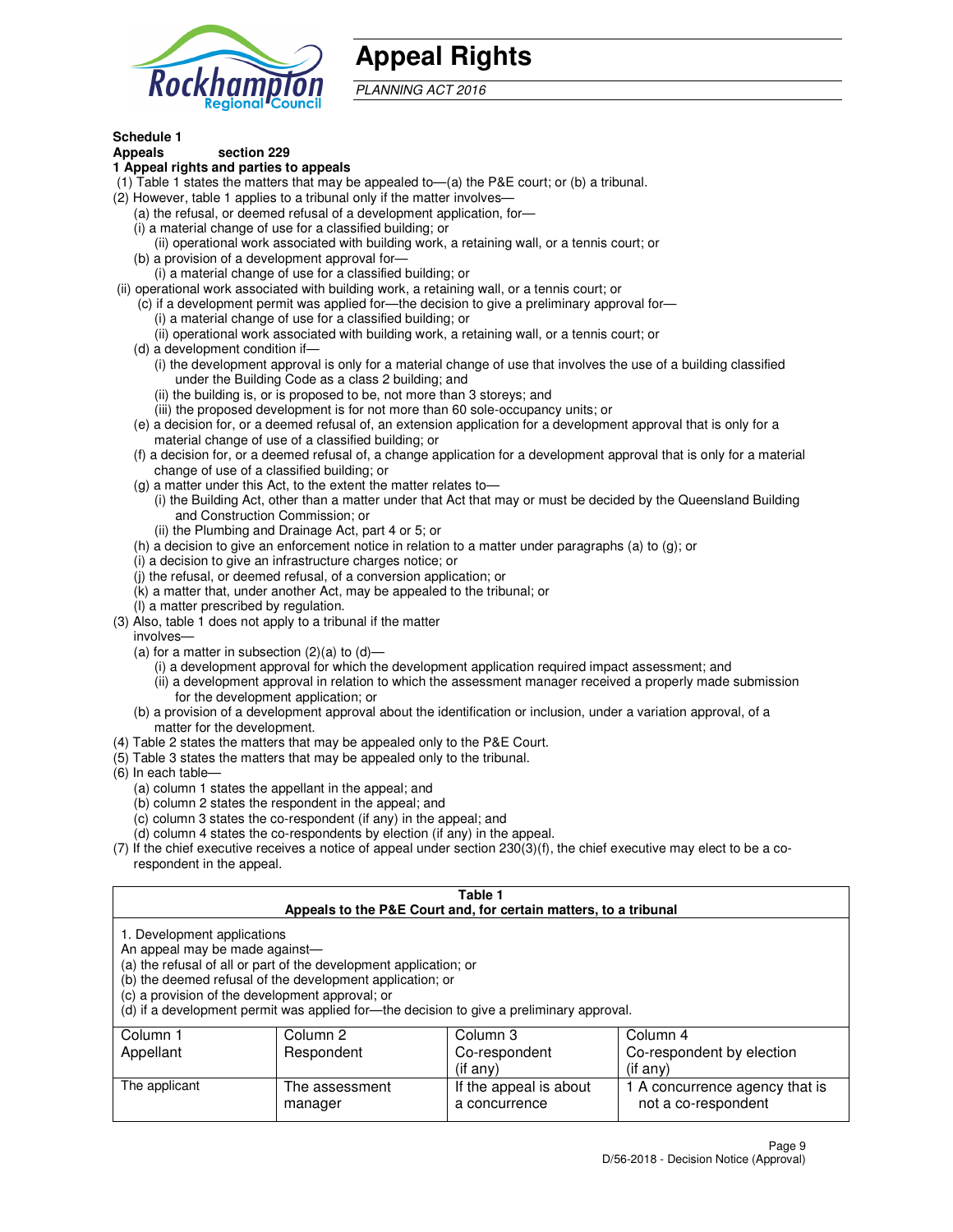# Appeal Rights

*PLANNING ACT 2016*

**Schedule 1**
**Appeals section 229**
**1 Appeal rights and parties to appeals**

(1) Table 1 states the matters that may be appealed to—(a) the P&E court; or (b) a tribunal.

(2) However, table 1 applies to a tribunal only if the matter involves—

(a) the refusal, or deemed refusal of a development application, for—

(i) a material change of use for a classified building; or

(ii) operational work associated with building work, a retaining wall, or a tennis court; or

(b) a provision of a development approval for—

(i) a material change of use for a classified building; or

(ii) operational work associated with building work, a retaining wall, or a tennis court; or

(c) if a development permit was applied for—the decision to give a preliminary approval for—

(i) a material change of use for a classified building; or

(ii) operational work associated with building work, a retaining wall, or a tennis court; or

(d) a development condition if—

(i) the development approval is only for a material change of use that involves the use of a building classified under the Building Code as a class 2 building; and

(ii) the building is, or is proposed to be, not more than 3 storeys; and

(iii) the proposed development is for not more than 60 sole-occupancy units; or

(e) a decision for, or a deemed refusal of, an extension application for a development approval that is only for a material change of use of a classified building; or

(f) a decision for, or a deemed refusal of, a change application for a development approval that is only for a material change of use of a classified building; or

(g) a matter under this Act, to the extent the matter relates to—

(i) the Building Act, other than a matter under that Act that may or must be decided by the Queensland Building and Construction Commission; or

(ii) the Plumbing and Drainage Act, part 4 or 5; or

(h) a decision to give an enforcement notice in relation to a matter under paragraphs (a) to (g); or

(i) a decision to give an infrastructure charges notice; or

(j) the refusal, or deemed refusal, of a conversion application; or

(k) a matter that, under another Act, may be appealed to the tribunal; or

(l) a matter prescribed by regulation.

(3) Also, table 1 does not apply to a tribunal if the matter involves—

(a) for a matter in subsection (2)(a) to (d)—

(i) a development approval for which the development application required impact assessment; and

(ii) a development approval in relation to which the assessment manager received a properly made submission for the development application; or

(b) a provision of a development approval about the identification or inclusion, under a variation approval, of a matter for the development.

(4) Table 2 states the matters that may be appealed only to the P&E Court.

(5) Table 3 states the matters that may be appealed only to the tribunal.

(6) In each table—

(a) column 1 states the appellant in the appeal; and

(b) column 2 states the respondent in the appeal; and

(c) column 3 states the co-respondent (if any) in the appeal; and

(d) column 4 states the co-respondents by election (if any) in the appeal.

(7) If the chief executive receives a notice of appeal under section 230(3)(f), the chief executive may elect to be a co-respondent in the appeal.

**Table 1**
**Appeals to the P&E Court and, for certain matters, to a tribunal**

1. Development applications
An appeal may be made against—
(a) the refusal of all or part of the development application; or
(b) the deemed refusal of the development application; or
(c) a provision of the development approval; or
(d) if a development permit was applied for—the decision to give a preliminary approval.

| Column 1<br>Appellant | Column 2<br>Respondent | Column 3<br>Co-respondent<br>(if any) | Column 4<br>Co-respondent by election<br>(if any) |
|---|---|---|---|
| The applicant | The assessment manager | If the appeal is about a concurrence | 1 A concurrence agency that is not a co-respondent |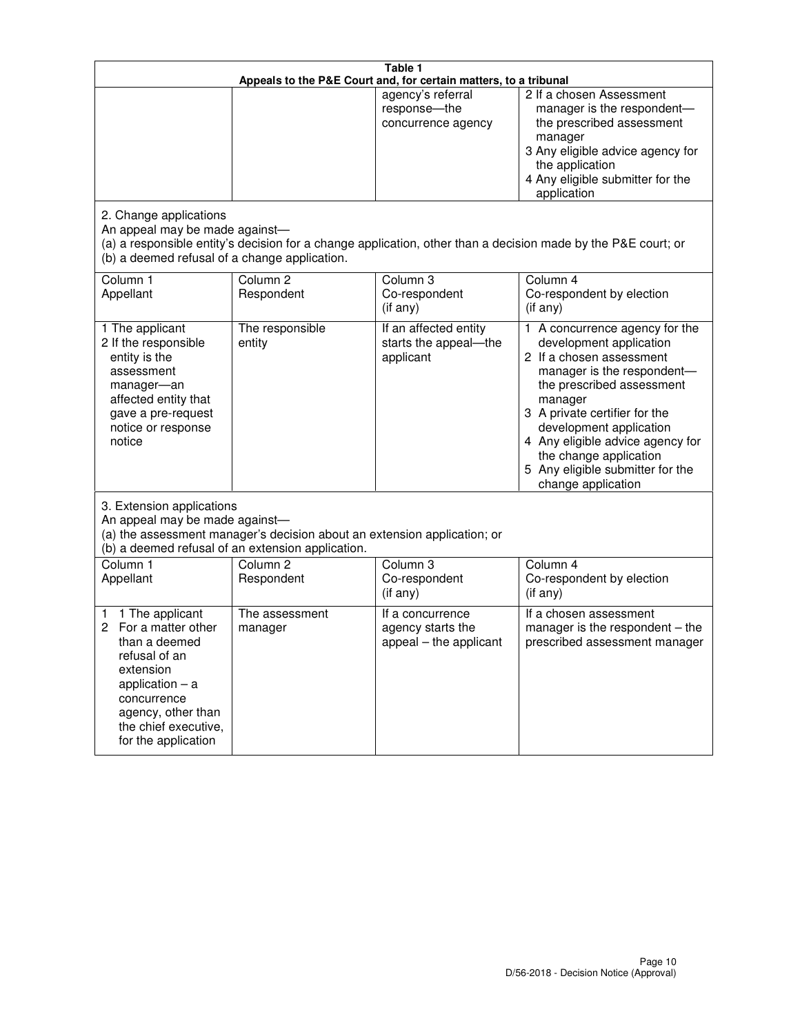**Table 1**
**Appeals to the P&E Court and, for certain matters, to a tribunal**

| | | | |
|---|---|---|---|
| | | agency's referral response—the concurrence agency | 2 If a chosen Assessment manager is the respondent—the prescribed assessment manager<br>3 Any eligible advice agency for the application<br>4 Any eligible submitter for the application |

2. Change applications
An appeal may be made against—
(a) a responsible entity's decision for a change application, other than a decision made by the P&E court; or
(b) a deemed refusal of a change application.

| Column 1<br>Appellant | Column 2<br>Respondent | Column 3<br>Co-respondent<br>(if any) | Column 4<br>Co-respondent by election<br>(if any) |
|---|---|---|---|
| 1 The applicant<br>2 If the responsible entity is the assessment manager—an affected entity that gave a pre-request notice or response notice | The responsible entity | If an affected entity starts the appeal—the applicant | 1 A concurrence agency for the development application<br>2 If a chosen assessment manager is the respondent—the prescribed assessment manager<br>3 A private certifier for the development application<br>4 Any eligible advice agency for the change application<br>5 Any eligible submitter for the change application |

3. Extension applications
An appeal may be made against—
(a) the assessment manager's decision about an extension application; or
(b) a deemed refusal of an extension application.

| Column 1<br>Appellant | Column 2<br>Respondent | Column 3<br>Co-respondent<br>(if any) | Column 4<br>Co-respondent by election<br>(if any) |
|---|---|---|---|
| 1 1 The applicant<br>2 For a matter other than a deemed refusal of an extension application – a concurrence agency, other than the chief executive, for the application | The assessment manager | If a concurrence agency starts the appeal – the applicant | If a chosen assessment manager is the respondent – the prescribed assessment manager |

D/56-2018 - Decision Notice (Approval)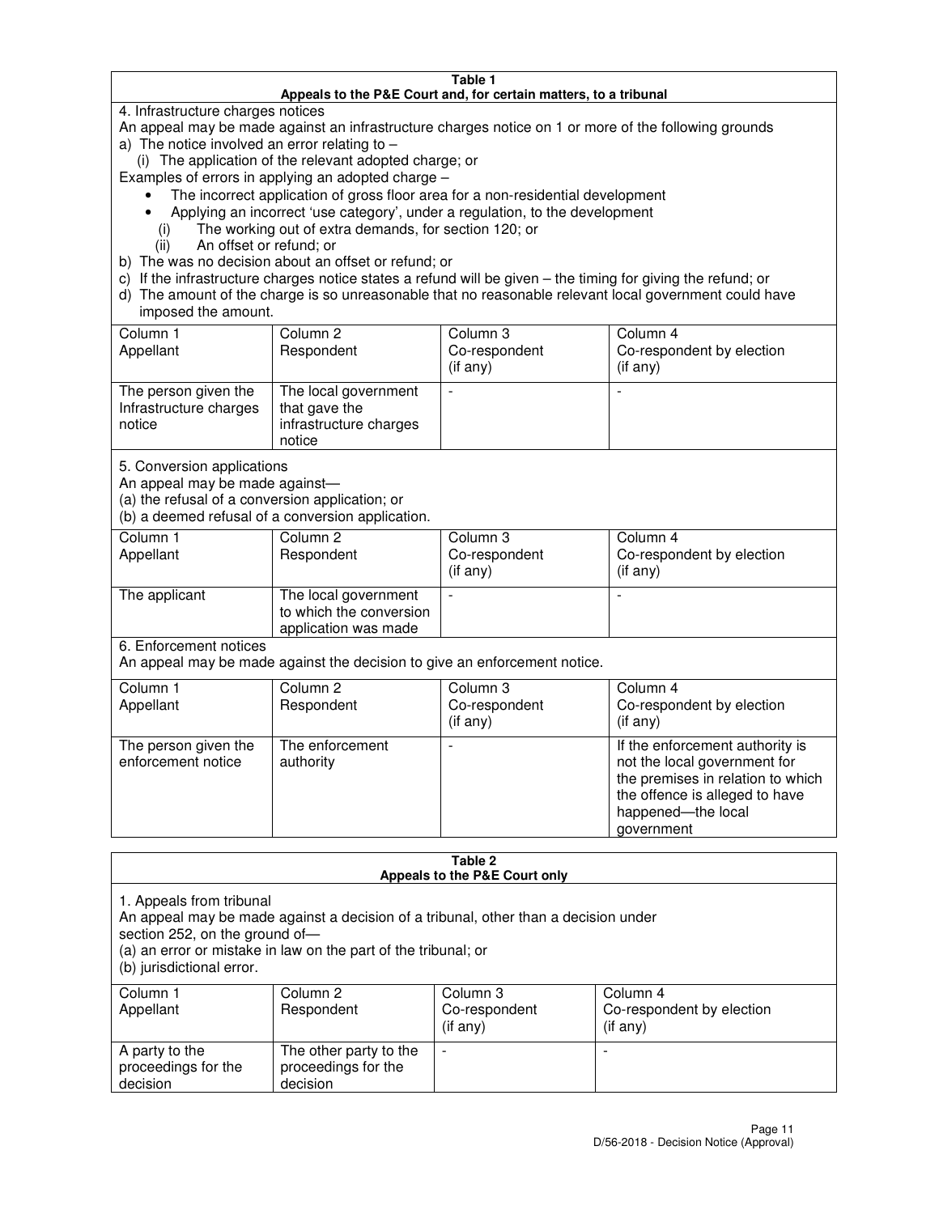**Table 1**
**Appeals to the P&E Court and, for certain matters, to a tribunal**

4. Infrastructure charges notices

An appeal may be made against an infrastructure charges notice on 1 or more of the following grounds

a) The notice involved an error relating to –
   (i) The application of the relevant adopted charge; or

Examples of errors in applying an adopted charge –

- The incorrect application of gross floor area for a non-residential development
- Applying an incorrect 'use category', under a regulation, to the development

   (i) The working out of extra demands, for section 120; or
   (ii) An offset or refund; or

b) The was no decision about an offset or refund; or
c) If the infrastructure charges notice states a refund will be given – the timing for giving the refund; or
d) The amount of the charge is so unreasonable that no reasonable relevant local government could have imposed the amount.

| Column 1 Appellant | Column 2 Respondent | Column 3 Co-respondent (if any) | Column 4 Co-respondent by election (if any) |
|---|---|---|---|
| The person given the Infrastructure charges notice | The local government that gave the infrastructure charges notice | - | - |

5. Conversion applications

An appeal may be made against—
(a) the refusal of a conversion application; or
(b) a deemed refusal of a conversion application.

| Column 1 Appellant | Column 2 Respondent | Column 3 Co-respondent (if any) | Column 4 Co-respondent by election (if any) |
|---|---|---|---|
| The applicant | The local government to which the conversion application was made | - | - |

6. Enforcement notices

An appeal may be made against the decision to give an enforcement notice.

| Column 1 Appellant | Column 2 Respondent | Column 3 Co-respondent (if any) | Column 4 Co-respondent by election (if any) |
|---|---|---|---|
| The person given the enforcement notice | The enforcement authority | - | If the enforcement authority is not the local government for the premises in relation to which the offence is alleged to have happened—the local government |

**Table 2**
**Appeals to the P&E Court only**

1. Appeals from tribunal

An appeal may be made against a decision of a tribunal, other than a decision under section 252, on the ground of—
(a) an error or mistake in law on the part of the tribunal; or
(b) jurisdictional error.

| Column 1 Appellant | Column 2 Respondent | Column 3 Co-respondent (if any) | Column 4 Co-respondent by election (if any) |
|---|---|---|---|
| A party to the proceedings for the decision | The other party to the proceedings for the decision | - | - |

D/56-2018 - Decision Notice (Approval)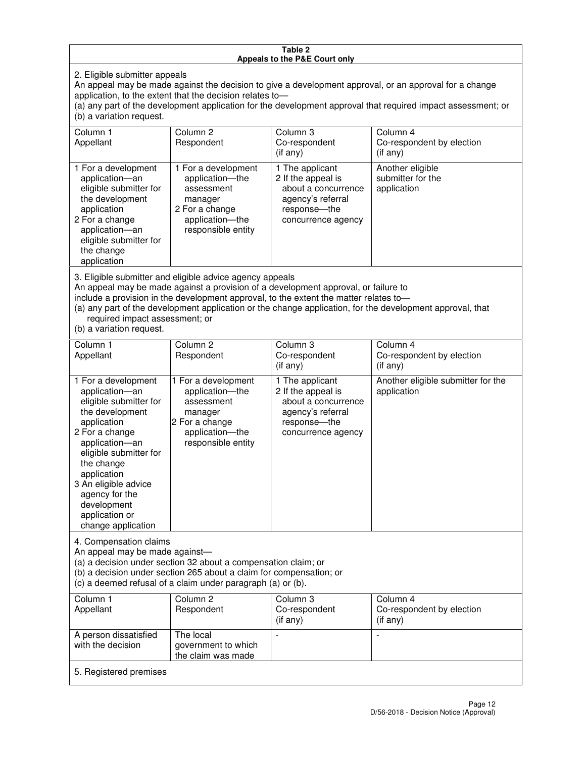**Table 2**
**Appeals to the P&E Court only**

2. Eligible submitter appeals

An appeal may be made against the decision to give a development approval, or an approval for a change application, to the extent that the decision relates to—

(a) any part of the development application for the development approval that required impact assessment; or

(b) a variation request.

| Column 1 Appellant | Column 2 Respondent | Column 3 Co-respondent (if any) | Column 4 Co-respondent by election (if any) |
|---|---|---|---|
| 1 For a development application—an eligible submitter for the development application<br>2 For a change application—an eligible submitter for the change application | 1 For a development application—the assessment manager<br>2 For a change application—the responsible entity | 1 The applicant<br>2 If the appeal is about a concurrence agency's referral response—the concurrence agency | Another eligible submitter for the application |

3. Eligible submitter and eligible advice agency appeals

An appeal may be made against a provision of a development approval, or failure to include a provision in the development approval, to the extent the matter relates to—

(a) any part of the development application or the change application, for the development approval, that required impact assessment; or

(b) a variation request.

| Column 1 Appellant | Column 2 Respondent | Column 3 Co-respondent (if any) | Column 4 Co-respondent by election (if any) |
|---|---|---|---|
| 1 For a development application—an eligible submitter for the development application<br>2 For a change application—an eligible submitter for the change application<br>3 An eligible advice agency for the development application or change application | 1 For a development application—the assessment manager<br>2 For a change application—the responsible entity | 1 The applicant<br>2 If the appeal is about a concurrence agency's referral response—the concurrence agency | Another eligible submitter for the application |

4. Compensation claims

An appeal may be made against—

(a) a decision under section 32 about a compensation claim; or

(b) a decision under section 265 about a claim for compensation; or

(c) a deemed refusal of a claim under paragraph (a) or (b).

| Column 1 Appellant | Column 2 Respondent | Column 3 Co-respondent (if any) | Column 4 Co-respondent by election (if any) |
|---|---|---|---|
| A person dissatisfied with the decision | The local government to which the claim was made | - | - |

5. Registered premises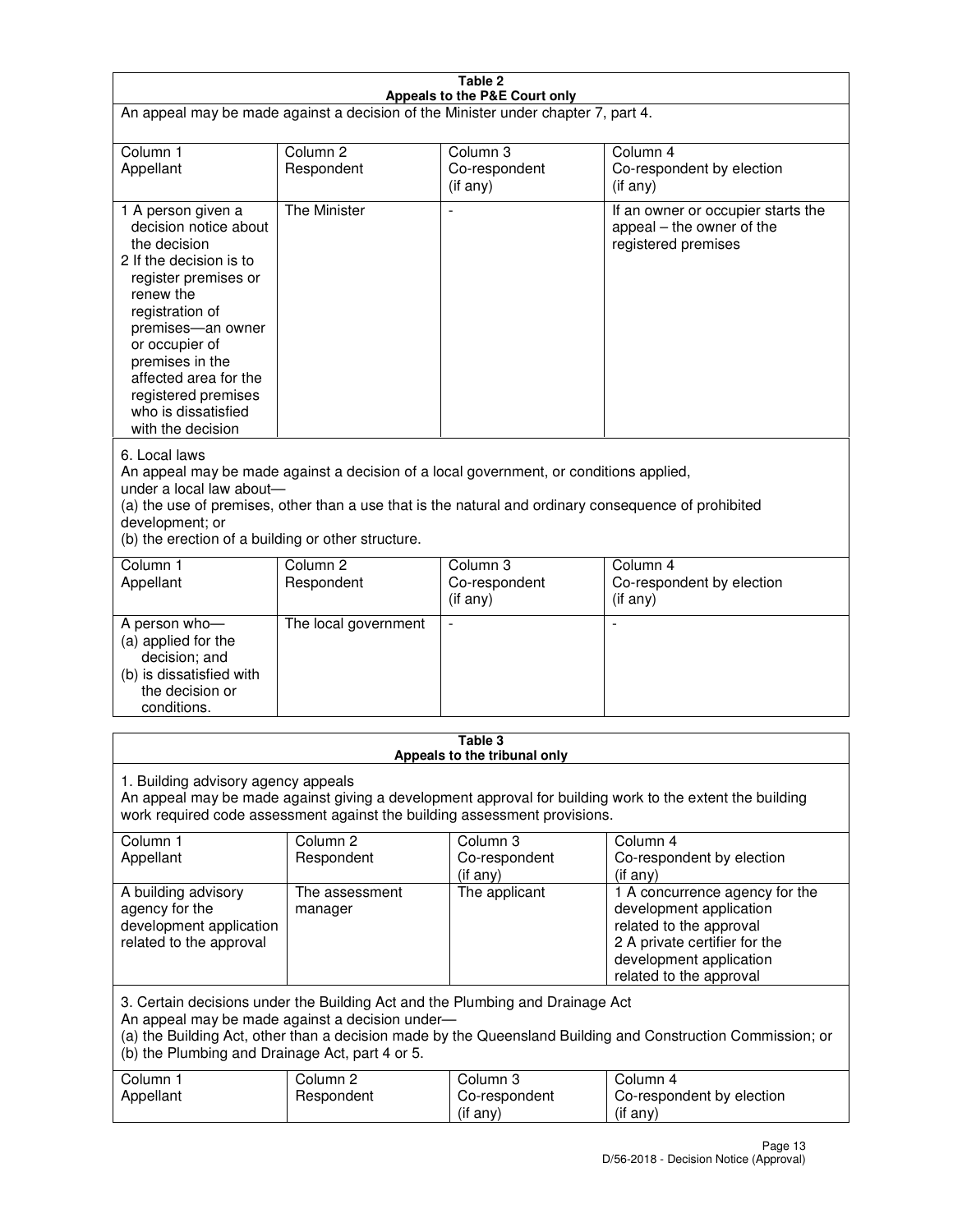**Table 2**
**Appeals to the P&E Court only**

An appeal may be made against a decision of the Minister under chapter 7, part 4.

| Column 1<br>Appellant | Column 2<br>Respondent | Column 3<br>Co-respondent<br>(if any) | Column 4<br>Co-respondent by election<br>(if any) |
|---|---|---|---|
| 1 A person given a decision notice about the decision<br>2 If the decision is to register premises or renew the registration of premises—an owner or occupier of premises in the affected area for the registered premises who is dissatisfied with the decision | The Minister | - | If an owner or occupier starts the appeal – the owner of the registered premises |

6. Local laws
An appeal may be made against a decision of a local government, or conditions applied, under a local law about—
(a) the use of premises, other than a use that is the natural and ordinary consequence of prohibited development; or
(b) the erection of a building or other structure.

| Column 1<br>Appellant | Column 2<br>Respondent | Column 3<br>Co-respondent<br>(if any) | Column 4<br>Co-respondent by election<br>(if any) |
|---|---|---|---|
| A person who—<br>(a) applied for the decision; and<br>(b) is dissatisfied with the decision or conditions. | The local government | - | - |

**Table 3**
**Appeals to the tribunal only**

1. Building advisory agency appeals
An appeal may be made against giving a development approval for building work to the extent the building work required code assessment against the building assessment provisions.

| Column 1<br>Appellant | Column 2<br>Respondent | Column 3<br>Co-respondent<br>(if any) | Column 4<br>Co-respondent by election<br>(if any) |
|---|---|---|---|
| A building advisory agency for the development application related to the approval | The assessment manager | The applicant | 1 A concurrence agency for the development application related to the approval<br>2 A private certifier for the development application related to the approval |

3. Certain decisions under the Building Act and the Plumbing and Drainage Act
An appeal may be made against a decision under—
(a) the Building Act, other than a decision made by the Queensland Building and Construction Commission; or
(b) the Plumbing and Drainage Act, part 4 or 5.

| Column 1<br>Appellant | Column 2<br>Respondent | Column 3<br>Co-respondent<br>(if any) | Column 4<br>Co-respondent by election<br>(if any) |
|---|---|---|---|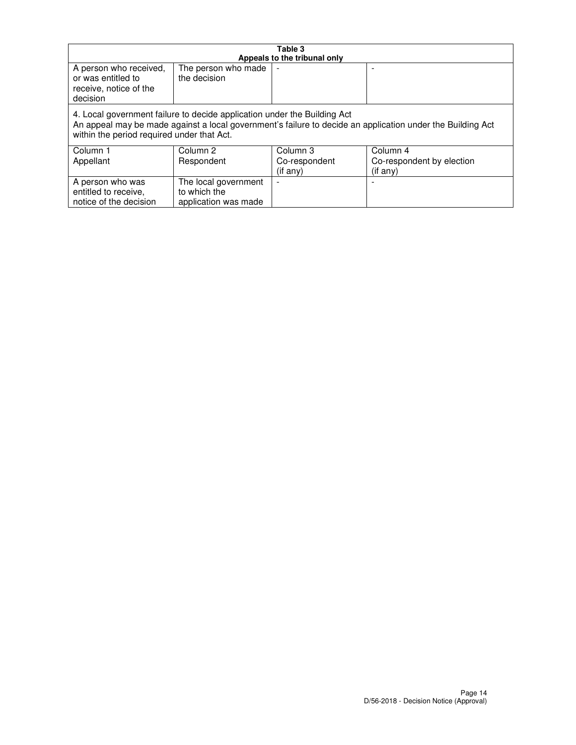| Table 3<br>Appeals to the tribunal only | | | |
|---|---|---|---|
| A person who received, or was entitled to receive, notice of the decision | The person who made the decision | - | - |

4. Local government failure to decide application under the Building Act
An appeal may be made against a local government's failure to decide an application under the Building Act within the period required under that Act.

| Column 1<br>Appellant | Column 2<br>Respondent | Column 3<br>Co-respondent<br>(if any) | Column 4<br>Co-respondent by election<br>(if any) |
|---|---|---|---|
| A person who was entitled to receive, notice of the decision | The local government to which the application was made | - | - |